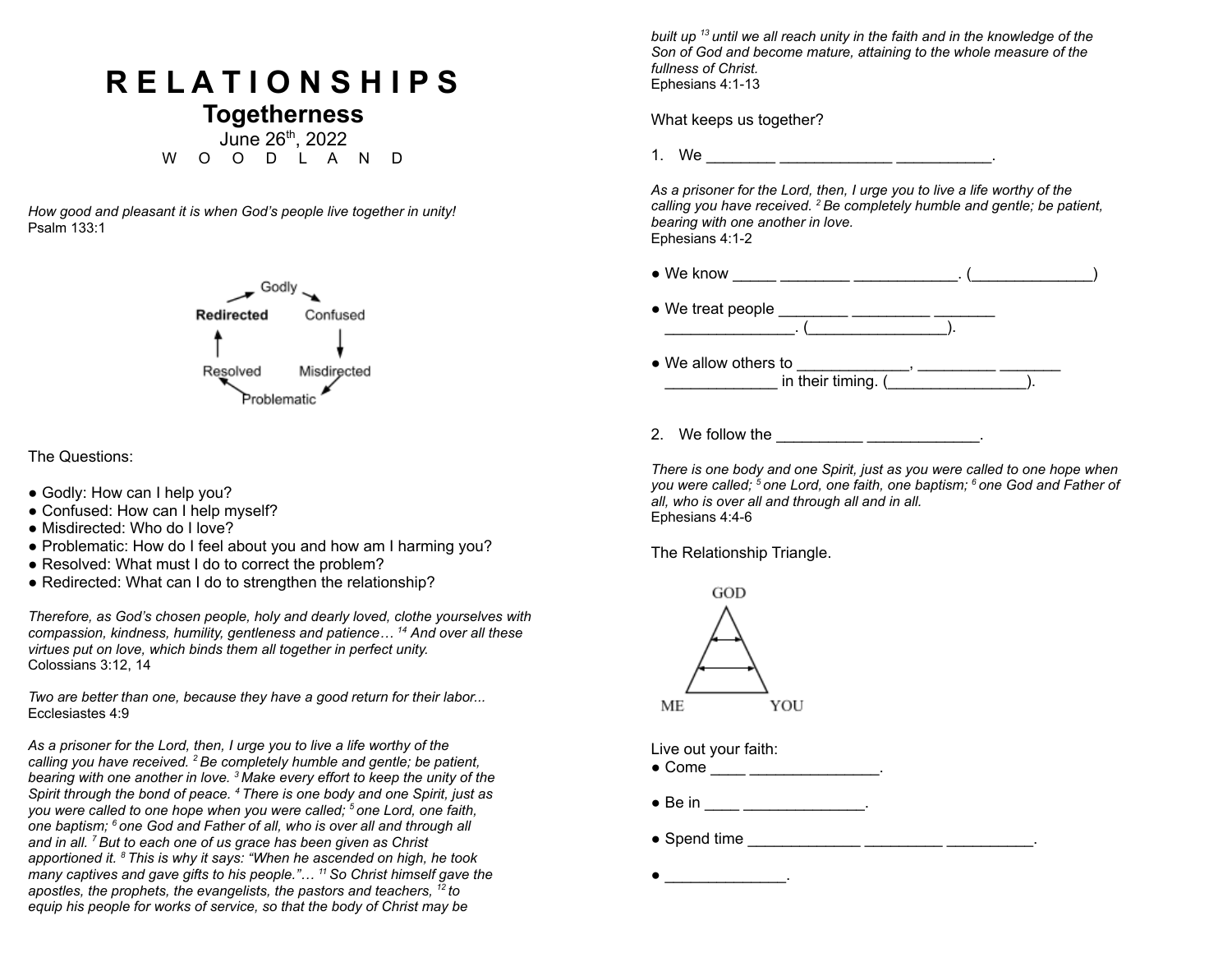# R E L A T I O N S H I P S

## Togetherness

June 26th, 2022

W O O D L A N D

*How good and pleasant it is when God's people live together in unity!*
Psalm 133:1

Godly → Confused → Misdirected → Problematic → Resolved → **Redirected** → Godly

The Questions:

- Godly: How can I help you?
- Confused: How can I help myself?
- Misdirected: Who do I love?
- Problematic: How do I feel about you and how am I harming you?
- Resolved: What must I do to correct the problem?
- Redirected: What can I do to strengthen the relationship?

*Therefore, as God's chosen people, holy and dearly loved, clothe yourselves with compassion, kindness, humility, gentleness and patience… [14] And over all these virtues put on love, which binds them all together in perfect unity.*
Colossians 3:12, 14

*Two are better than one, because they have a good return for their labor...*
Ecclesiastes 4:9

*As a prisoner for the Lord, then, I urge you to live a life worthy of the calling you have received. [2] Be completely humble and gentle; be patient, bearing with one another in love. [3] Make every effort to keep the unity of the Spirit through the bond of peace. [4] There is one body and one Spirit, just as you were called to one hope when you were called; [5] one Lord, one faith, one baptism; [6] one God and Father of all, who is over all and through all and in all. [7] But to each one of us grace has been given as Christ apportioned it. [8] This is why it says: "When he ascended on high, he took many captives and gave gifts to his people."… [11] So Christ himself gave the apostles, the prophets, the evangelists, the pastors and teachers, [12] to equip his people for works of service, so that the body of Christ may be built up [13] until we all reach unity in the faith and in the knowledge of the Son of God and become mature, attaining to the whole measure of the fullness of Christ.*
Ephesians 4:1-13

What keeps us together?

1. We ________ _____________ ___________.

*As a prisoner for the Lord, then, I urge you to live a life worthy of the calling you have received. [2] Be completely humble and gentle; be patient, bearing with one another in love.*
Ephesians 4:1-2

- We know _____ ________ ____________. (______________)
- We treat people ________ _________ _______ _______________. (________________).
- We allow others to _____________, _________ _______ _____________ in their timing. (________________).

2. We follow the __________ _____________.

*There is one body and one Spirit, just as you were called to one hope when you were called; [5] one Lord, one faith, one baptism; [6] one God and Father of all, who is over all and through all and in all.*
Ephesians 4:4-6

The Relationship Triangle.

GOD

ME YOU

Live out your faith:
- Come ____ _______________.
- Be in ____ ______________.
- Spend time _____________ _________ __________.
- ______________.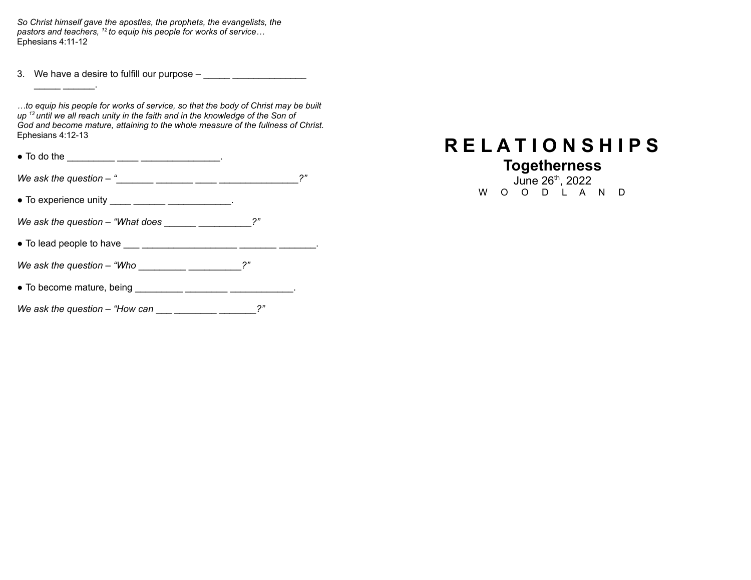*So Christ himself gave the apostles, the prophets, the evangelists, the pastors and teachers, [12] to equip his people for works of service…*
Ephesians 4:11-12

3. We have a desire to fulfill our purpose – _____ ______________ _____ ______.

*…to equip his people for works of service, so that the body of Christ may be built up [13] until we all reach unity in the faith and in the knowledge of the Son of God and become mature, attaining to the whole measure of the fullness of Christ.*
Ephesians 4:12-13

● To do the _________ ____ _______________.

*We ask the question – "_______ _______ ____ _______________?"*

● To experience unity ____ ______ ____________.

*We ask the question – "What does ______ __________?"*

● To lead people to have ___ __________________ _______ _______.

*We ask the question – "Who _________ __________?"*

● To become mature, being _________ ________ ____________.

*We ask the question – "How can ___ ________ _______?"*

# R E L A T I O N S H I P S

## Togetherness

June 26th, 2022

W O O D L A N D